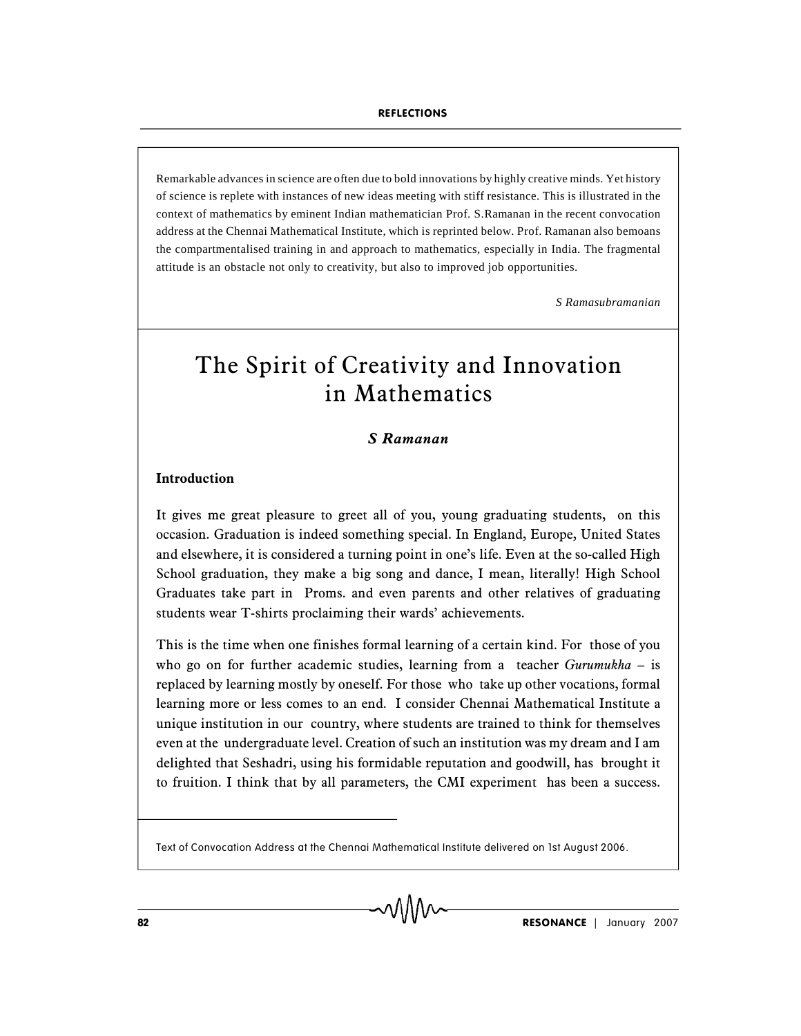Remarkable advances in science are often due to bold innovations by highly creative minds. Yet history of science is replete with instances of new ideas meeting with stiff resistance. This is illustrated in the context of mathematics by eminent Indian mathematician Prof. S.Ramanan in the recent convocation address at the Chennai Mathematical Institute, which is reprinted below. Prof. Ramanan also bemoans the compartmentalised training in and approach to mathematics, especially in India. The fragmental attitude is an obstacle not only to creativity, but also to improved job opportunities.

*S Ramasubramanian*

# The Spirit of Creativity and Innovation in Mathematics

***S Ramanan***

## Introduction

It gives me great pleasure to greet all of you, young graduating students, on this occasion. Graduation is indeed something special. In England, Europe, United States and elsewhere, it is considered a turning point in one's life. Even at the so-called High School graduation, they make a big song and dance, I mean, literally! High School Graduates take part in Proms. and even parents and other relatives of graduating students wear T-shirts proclaiming their wards' achievements.

This is the time when one finishes formal learning of a certain kind. For those of you who go on for further academic studies, learning from a teacher *Gurumukha* – is replaced by learning mostly by oneself. For those who take up other vocations, formal learning more or less comes to an end. I consider Chennai Mathematical Institute a unique institution in our country, where students are trained to think for themselves even at the undergraduate level. Creation of such an institution was my dream and I am delighted that Seshadri, using his formidable reputation and goodwill, has brought it to fruition. I think that by all parameters, the CMI experiment has been a success.

Text of Convocation Address at the Chennai Mathematical Institute delivered on 1st August 2006.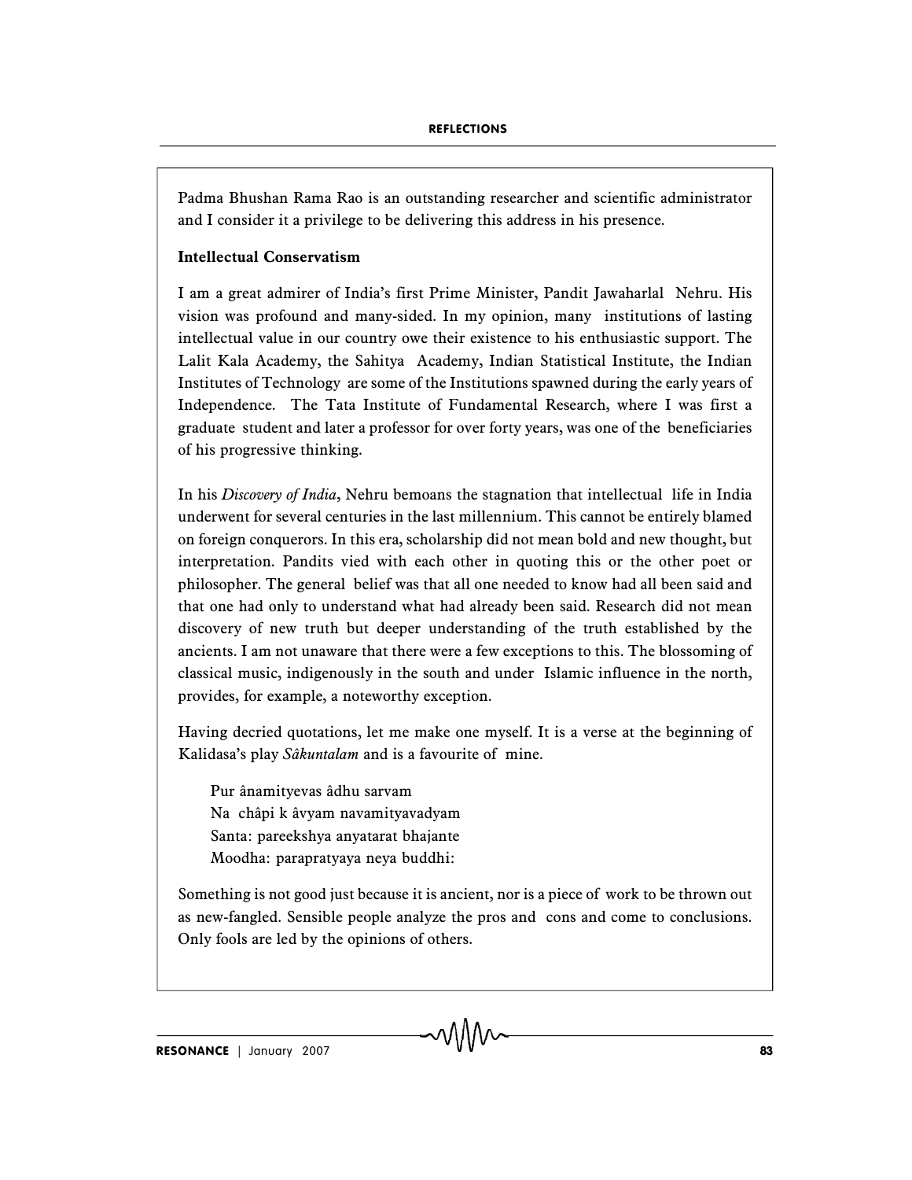Padma Bhushan Rama Rao is an outstanding researcher and scientific administrator and I consider it a privilege to be delivering this address in his presence.

**Intellectual Conservatism**

I am a great admirer of India's first Prime Minister, Pandit Jawaharlal Nehru. His vision was profound and many-sided. In my opinion, many institutions of lasting intellectual value in our country owe their existence to his enthusiastic support. The Lalit Kala Academy, the Sahitya Academy, Indian Statistical Institute, the Indian Institutes of Technology are some of the Institutions spawned during the early years of Independence. The Tata Institute of Fundamental Research, where I was first a graduate student and later a professor for over forty years, was one of the beneficiaries of his progressive thinking.

In his *Discovery of India*, Nehru bemoans the stagnation that intellectual life in India underwent for several centuries in the last millennium. This cannot be entirely blamed on foreign conquerors. In this era, scholarship did not mean bold and new thought, but interpretation. Pandits vied with each other in quoting this or the other poet or philosopher. The general belief was that all one needed to know had all been said and that one had only to understand what had already been said. Research did not mean discovery of new truth but deeper understanding of the truth established by the ancients. I am not unaware that there were a few exceptions to this. The blossoming of classical music, indigenously in the south and under Islamic influence in the north, provides, for example, a noteworthy exception.

Having decried quotations, let me make one myself. It is a verse at the beginning of Kalidasa's play *Sâkuntalam* and is a favourite of mine.

> Pur ânamityevas âdhu sarvam
> Na châpi k âvyam navamityavadyam
> Santa: pareekshya anyatarat bhajante
> Moodha: parapratyaya neya buddhi:

Something is not good just because it is ancient, nor is a piece of work to be thrown out as new-fangled. Sensible people analyze the pros and cons and come to conclusions. Only fools are led by the opinions of others.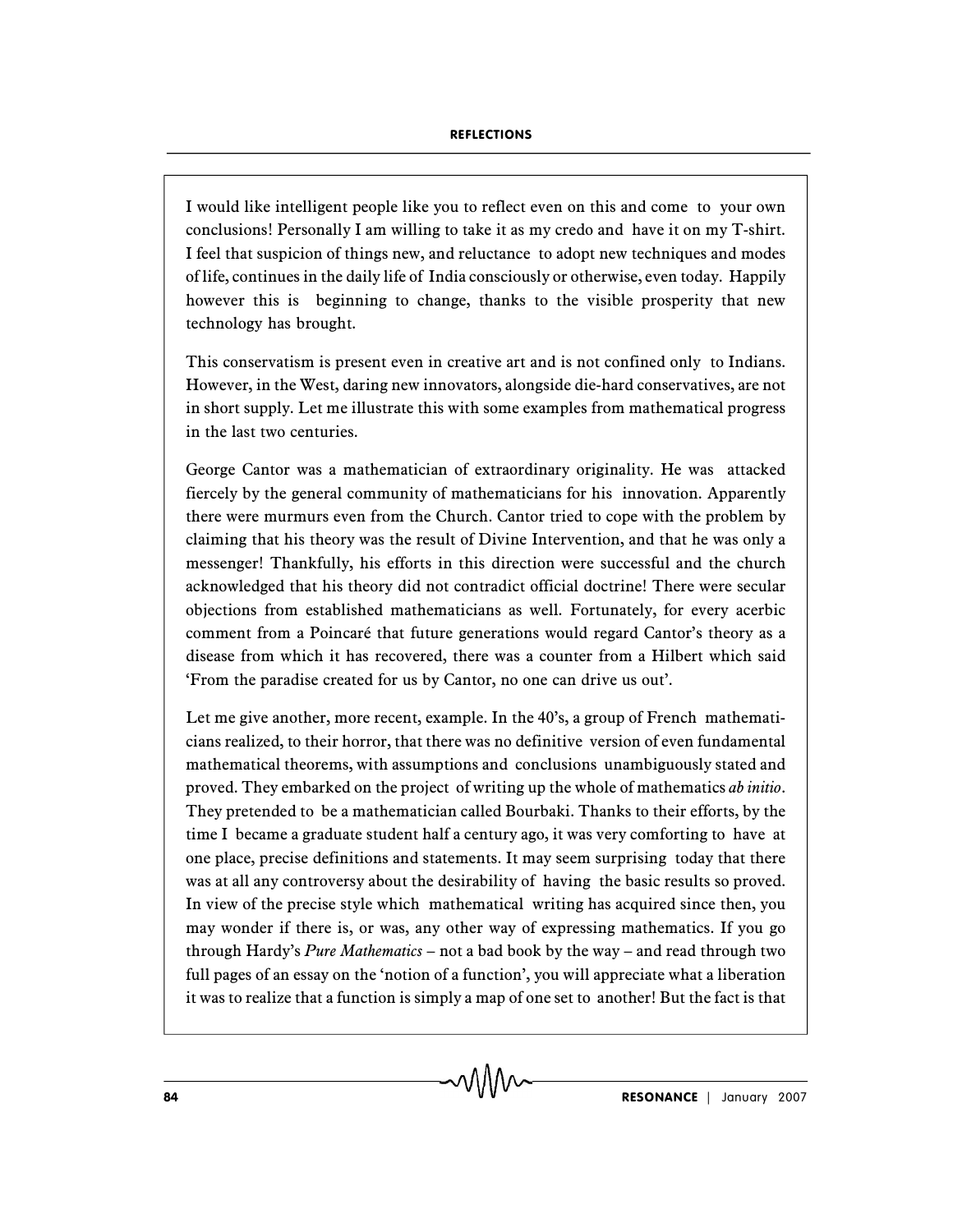I would like intelligent people like you to reflect even on this and come to your own conclusions! Personally I am willing to take it as my credo and have it on my T-shirt. I feel that suspicion of things new, and reluctance to adopt new techniques and modes of life, continues in the daily life of India consciously or otherwise, even today. Happily however this is beginning to change, thanks to the visible prosperity that new technology has brought.

This conservatism is present even in creative art and is not confined only to Indians. However, in the West, daring new innovators, alongside die-hard conservatives, are not in short supply. Let me illustrate this with some examples from mathematical progress in the last two centuries.

George Cantor was a mathematician of extraordinary originality. He was attacked fiercely by the general community of mathematicians for his innovation. Apparently there were murmurs even from the Church. Cantor tried to cope with the problem by claiming that his theory was the result of Divine Intervention, and that he was only a messenger! Thankfully, his efforts in this direction were successful and the church acknowledged that his theory did not contradict official doctrine! There were secular objections from established mathematicians as well. Fortunately, for every acerbic comment from a Poincaré that future generations would regard Cantor's theory as a disease from which it has recovered, there was a counter from a Hilbert which said 'From the paradise created for us by Cantor, no one can drive us out'.

Let me give another, more recent, example. In the 40's, a group of French mathematicians realized, to their horror, that there was no definitive version of even fundamental mathematical theorems, with assumptions and conclusions unambiguously stated and proved. They embarked on the project of writing up the whole of mathematics *ab initio*. They pretended to be a mathematician called Bourbaki. Thanks to their efforts, by the time I became a graduate student half a century ago, it was very comforting to have at one place, precise definitions and statements. It may seem surprising today that there was at all any controversy about the desirability of having the basic results so proved. In view of the precise style which mathematical writing has acquired since then, you may wonder if there is, or was, any other way of expressing mathematics. If you go through Hardy's *Pure Mathematics* – not a bad book by the way – and read through two full pages of an essay on the 'notion of a function', you will appreciate what a liberation it was to realize that a function is simply a map of one set to another! But the fact is that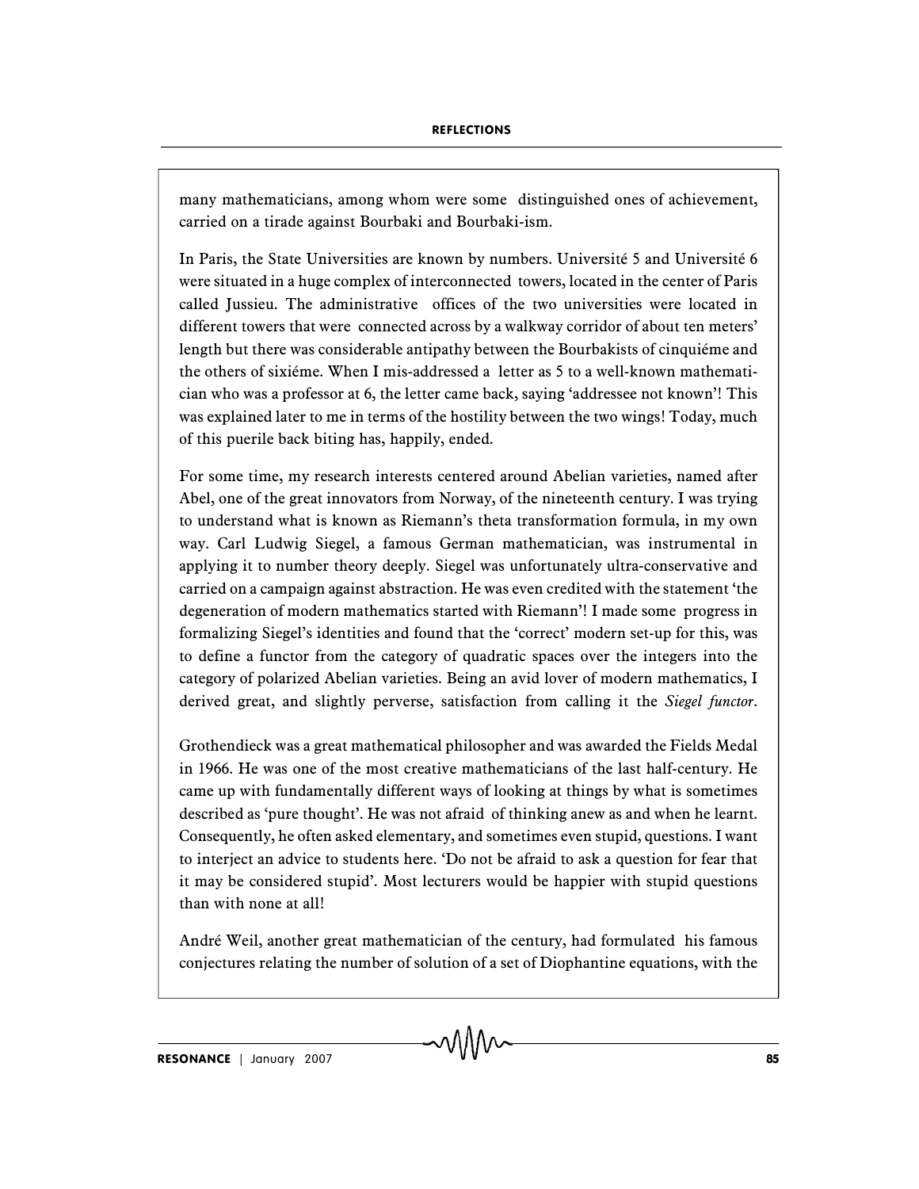many mathematicians, among whom were some distinguished ones of achievement, carried on a tirade against Bourbaki and Bourbaki-ism.

In Paris, the State Universities are known by numbers. Université 5 and Université 6 were situated in a huge complex of interconnected towers, located in the center of Paris called Jussieu. The administrative offices of the two universities were located in different towers that were connected across by a walkway corridor of about ten meters' length but there was considerable antipathy between the Bourbakists of cinquiéme and the others of sixiéme. When I mis-addressed a letter as 5 to a well-known mathematician who was a professor at 6, the letter came back, saying 'addressee not known'! This was explained later to me in terms of the hostility between the two wings! Today, much of this puerile back biting has, happily, ended.

For some time, my research interests centered around Abelian varieties, named after Abel, one of the great innovators from Norway, of the nineteenth century. I was trying to understand what is known as Riemann's theta transformation formula, in my own way. Carl Ludwig Siegel, a famous German mathematician, was instrumental in applying it to number theory deeply. Siegel was unfortunately ultra-conservative and carried on a campaign against abstraction. He was even credited with the statement 'the degeneration of modern mathematics started with Riemann'! I made some progress in formalizing Siegel's identities and found that the 'correct' modern set-up for this, was to define a functor from the category of quadratic spaces over the integers into the category of polarized Abelian varieties. Being an avid lover of modern mathematics, I derived great, and slightly perverse, satisfaction from calling it the *Siegel functor*.

Grothendieck was a great mathematical philosopher and was awarded the Fields Medal in 1966. He was one of the most creative mathematicians of the last half-century. He came up with fundamentally different ways of looking at things by what is sometimes described as 'pure thought'. He was not afraid of thinking anew as and when he learnt. Consequently, he often asked elementary, and sometimes even stupid, questions. I want to interject an advice to students here. 'Do not be afraid to ask a question for fear that it may be considered stupid'. Most lecturers would be happier with stupid questions than with none at all!

André Weil, another great mathematician of the century, had formulated his famous conjectures relating the number of solution of a set of Diophantine equations, with the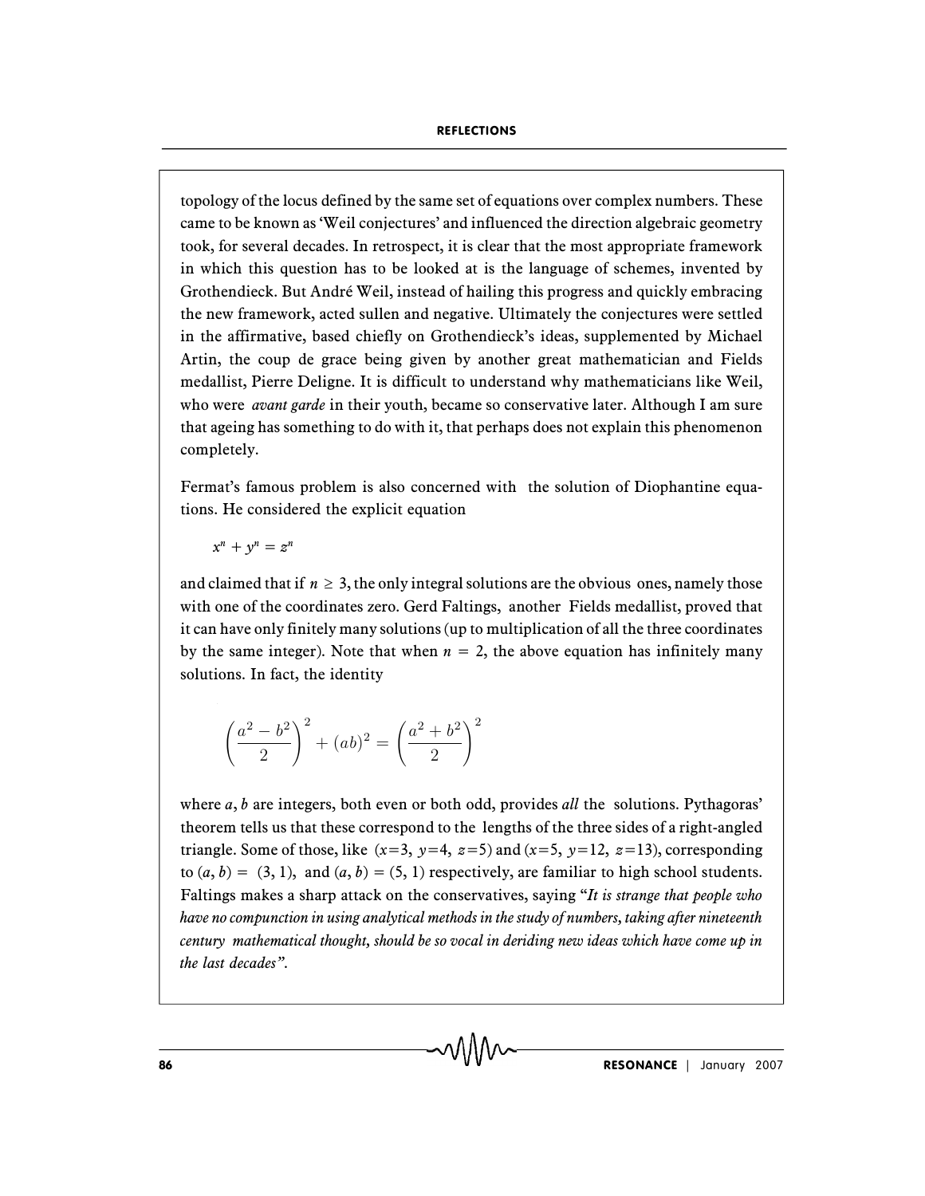topology of the locus defined by the same set of equations over complex numbers. These came to be known as 'Weil conjectures' and influenced the direction algebraic geometry took, for several decades. In retrospect, it is clear that the most appropriate framework in which this question has to be looked at is the language of schemes, invented by Grothendieck. But André Weil, instead of hailing this progress and quickly embracing the new framework, acted sullen and negative. Ultimately the conjectures were settled in the affirmative, based chiefly on Grothendieck's ideas, supplemented by Michael Artin, the coup de grace being given by another great mathematician and Fields medallist, Pierre Deligne. It is difficult to understand why mathematicians like Weil, who were *avant garde* in their youth, became so conservative later. Although I am sure that ageing has something to do with it, that perhaps does not explain this phenomenon completely.

Fermat's famous problem is also concerned with the solution of Diophantine equations. He considered the explicit equation

$$x^n + y^n = z^n$$

and claimed that if $n \geq 3$, the only integral solutions are the obvious ones, namely those with one of the coordinates zero. Gerd Faltings, another Fields medallist, proved that it can have only finitely many solutions (up to multiplication of all the three coordinates by the same integer). Note that when $n = 2$, the above equation has infinitely many solutions. In fact, the identity

$$\left(\frac{a^2 - b^2}{2}\right)^2 + (ab)^2 = \left(\frac{a^2 + b^2}{2}\right)^2$$

where $a, b$ are integers, both even or both odd, provides *all* the solutions. Pythagoras' theorem tells us that these correspond to the lengths of the three sides of a right-angled triangle. Some of those, like ($x$=3, $y$=4, $z$=5) and ($x$=5, $y$=12, $z$=13), corresponding to $(a, b) = (3, 1)$, and $(a, b) = (5, 1)$ respectively, are familiar to high school students. Faltings makes a sharp attack on the conservatives, saying "*It is strange that people who have no compunction in using analytical methods in the study of numbers, taking after nineteenth century mathematical thought, should be so vocal in deriding new ideas which have come up in the last decades*".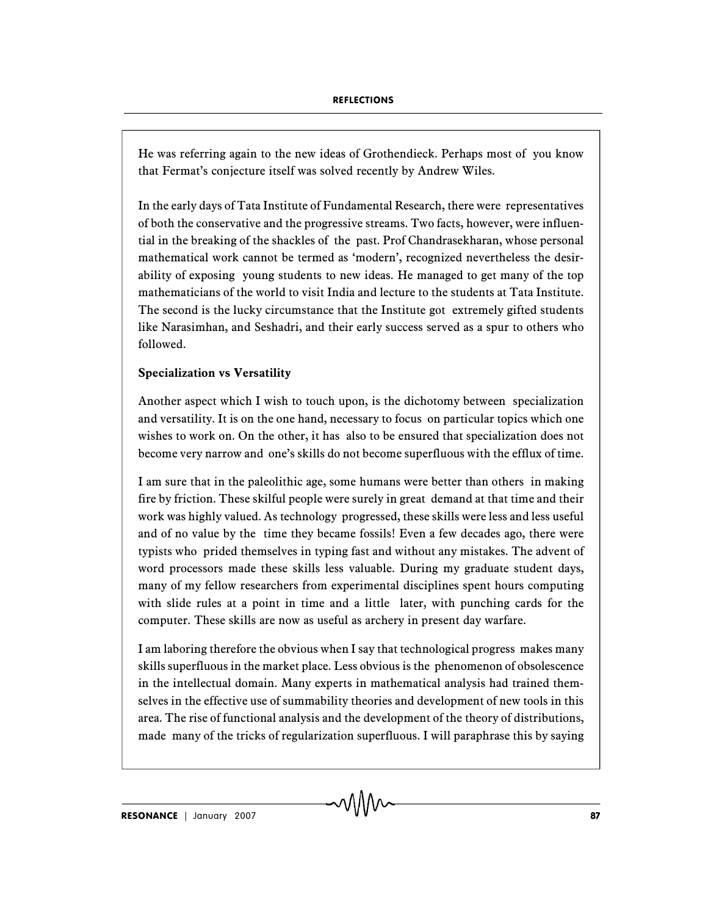He was referring again to the new ideas of Grothendieck. Perhaps most of you know that Fermat's conjecture itself was solved recently by Andrew Wiles.

In the early days of Tata Institute of Fundamental Research, there were representatives of both the conservative and the progressive streams. Two facts, however, were influential in the breaking of the shackles of the past. Prof Chandrasekharan, whose personal mathematical work cannot be termed as 'modern', recognized nevertheless the desirability of exposing young students to new ideas. He managed to get many of the top mathematicians of the world to visit India and lecture to the students at Tata Institute. The second is the lucky circumstance that the Institute got extremely gifted students like Narasimhan, and Seshadri, and their early success served as a spur to others who followed.

**Specialization vs Versatility**

Another aspect which I wish to touch upon, is the dichotomy between specialization and versatility. It is on the one hand, necessary to focus on particular topics which one wishes to work on. On the other, it has also to be ensured that specialization does not become very narrow and one's skills do not become superfluous with the efflux of time.

I am sure that in the paleolithic age, some humans were better than others in making fire by friction. These skilful people were surely in great demand at that time and their work was highly valued. As technology progressed, these skills were less and less useful and of no value by the time they became fossils! Even a few decades ago, there were typists who prided themselves in typing fast and without any mistakes. The advent of word processors made these skills less valuable. During my graduate student days, many of my fellow researchers from experimental disciplines spent hours computing with slide rules at a point in time and a little later, with punching cards for the computer. These skills are now as useful as archery in present day warfare.

I am laboring therefore the obvious when I say that technological progress makes many skills superfluous in the market place. Less obvious is the phenomenon of obsolescence in the intellectual domain. Many experts in mathematical analysis had trained themselves in the effective use of summability theories and development of new tools in this area. The rise of functional analysis and the development of the theory of distributions, made many of the tricks of regularization superfluous. I will paraphrase this by saying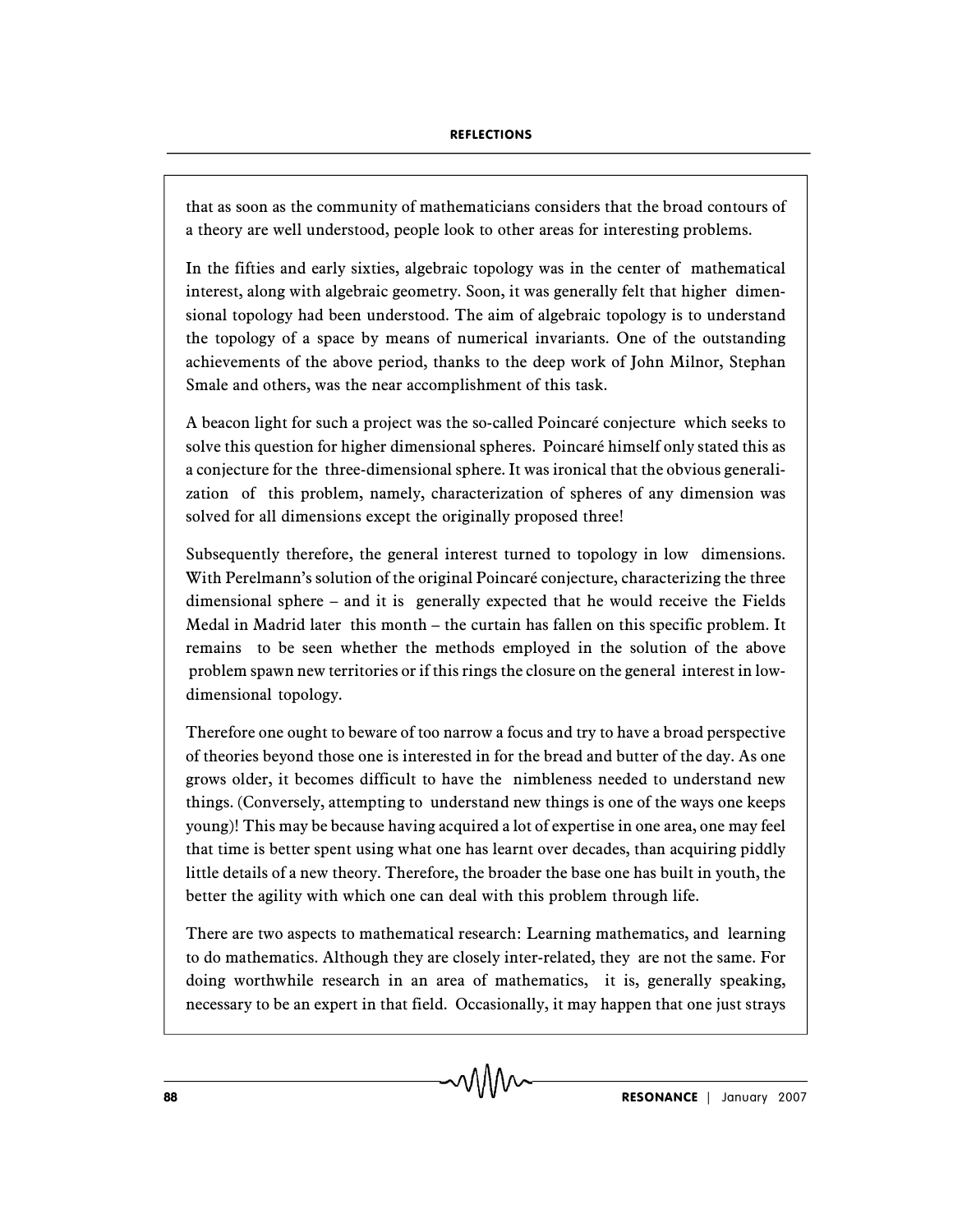that as soon as the community of mathematicians considers that the broad contours of a theory are well understood, people look to other areas for interesting problems.

In the fifties and early sixties, algebraic topology was in the center of mathematical interest, along with algebraic geometry. Soon, it was generally felt that higher dimensional topology had been understood. The aim of algebraic topology is to understand the topology of a space by means of numerical invariants. One of the outstanding achievements of the above period, thanks to the deep work of John Milnor, Stephan Smale and others, was the near accomplishment of this task.

A beacon light for such a project was the so-called Poincaré conjecture which seeks to solve this question for higher dimensional spheres. Poincaré himself only stated this as a conjecture for the three-dimensional sphere. It was ironical that the obvious generalization of this problem, namely, characterization of spheres of any dimension was solved for all dimensions except the originally proposed three!

Subsequently therefore, the general interest turned to topology in low dimensions. With Perelmann's solution of the original Poincaré conjecture, characterizing the three dimensional sphere – and it is generally expected that he would receive the Fields Medal in Madrid later this month – the curtain has fallen on this specific problem. It remains to be seen whether the methods employed in the solution of the above problem spawn new territories or if this rings the closure on the general interest in low-dimensional topology.

Therefore one ought to beware of too narrow a focus and try to have a broad perspective of theories beyond those one is interested in for the bread and butter of the day. As one grows older, it becomes difficult to have the nimbleness needed to understand new things. (Conversely, attempting to understand new things is one of the ways one keeps young)! This may be because having acquired a lot of expertise in one area, one may feel that time is better spent using what one has learnt over decades, than acquiring piddly little details of a new theory. Therefore, the broader the base one has built in youth, the better the agility with which one can deal with this problem through life.

There are two aspects to mathematical research: Learning mathematics, and learning to do mathematics. Although they are closely inter-related, they are not the same. For doing worthwhile research in an area of mathematics, it is, generally speaking, necessary to be an expert in that field. Occasionally, it may happen that one just strays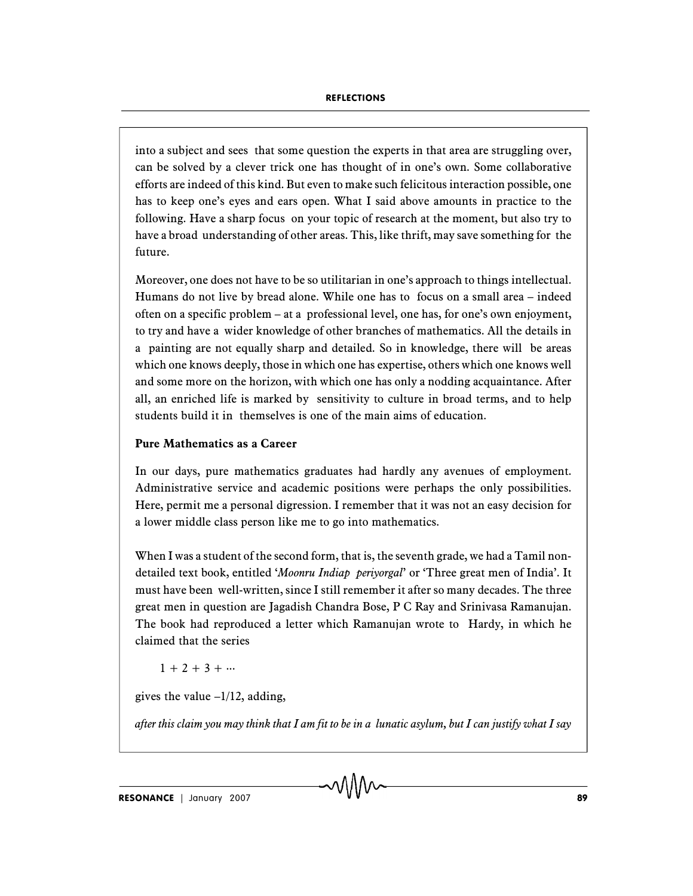into a subject and sees that some question the experts in that area are struggling over, can be solved by a clever trick one has thought of in one's own. Some collaborative efforts are indeed of this kind. But even to make such felicitous interaction possible, one has to keep one's eyes and ears open. What I said above amounts in practice to the following. Have a sharp focus on your topic of research at the moment, but also try to have a broad understanding of other areas. This, like thrift, may save something for the future.

Moreover, one does not have to be so utilitarian in one's approach to things intellectual. Humans do not live by bread alone. While one has to focus on a small area – indeed often on a specific problem – at a professional level, one has, for one's own enjoyment, to try and have a wider knowledge of other branches of mathematics. All the details in a painting are not equally sharp and detailed. So in knowledge, there will be areas which one knows deeply, those in which one has expertise, others which one knows well and some more on the horizon, with which one has only a nodding acquaintance. After all, an enriched life is marked by sensitivity to culture in broad terms, and to help students build it in themselves is one of the main aims of education.

**Pure Mathematics as a Career**

In our days, pure mathematics graduates had hardly any avenues of employment. Administrative service and academic positions were perhaps the only possibilities. Here, permit me a personal digression. I remember that it was not an easy decision for a lower middle class person like me to go into mathematics.

When I was a student of the second form, that is, the seventh grade, we had a Tamil non-detailed text book, entitled '*Moonru Indiap periyorgal*' or 'Three great men of India'. It must have been well-written, since I still remember it after so many decades. The three great men in question are Jagadish Chandra Bose, P C Ray and Srinivasa Ramanujan. The book had reproduced a letter which Ramanujan wrote to Hardy, in which he claimed that the series

$$1 + 2 + 3 + \cdots$$

gives the value $-1/12$, adding,

*after this claim you may think that I am fit to be in a lunatic asylum, but I can justify what I say*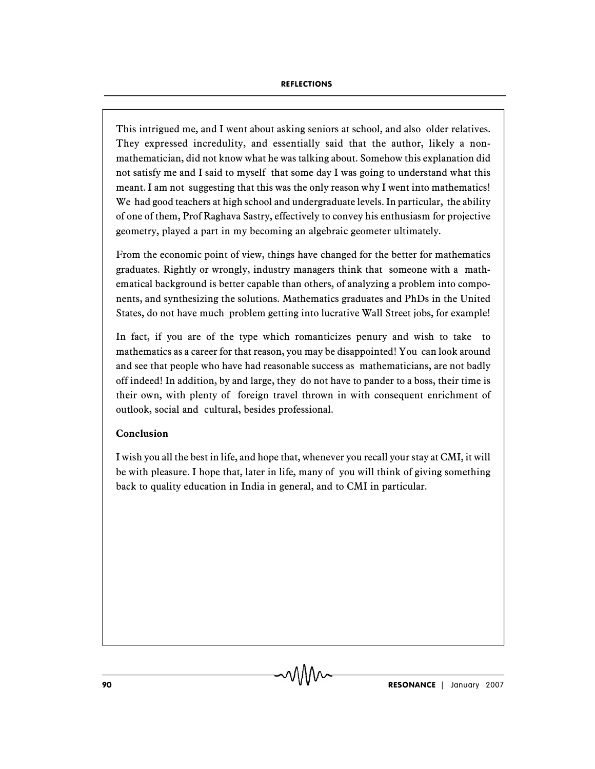This intrigued me, and I went about asking seniors at school, and also older relatives. They expressed incredulity, and essentially said that the author, likely a non-mathematician, did not know what he was talking about. Somehow this explanation did not satisfy me and I said to myself that some day I was going to understand what this meant. I am not suggesting that this was the only reason why I went into mathematics! We had good teachers at high school and undergraduate levels. In particular, the ability of one of them, Prof Raghava Sastry, effectively to convey his enthusiasm for projective geometry, played a part in my becoming an algebraic geometer ultimately.

From the economic point of view, things have changed for the better for mathematics graduates. Rightly or wrongly, industry managers think that someone with a mathematical background is better capable than others, of analyzing a problem into components, and synthesizing the solutions. Mathematics graduates and PhDs in the United States, do not have much problem getting into lucrative Wall Street jobs, for example!

In fact, if you are of the type which romanticizes penury and wish to take to mathematics as a career for that reason, you may be disappointed! You can look around and see that people who have had reasonable success as mathematicians, are not badly off indeed! In addition, by and large, they do not have to pander to a boss, their time is their own, with plenty of foreign travel thrown in with consequent enrichment of outlook, social and cultural, besides professional.

## Conclusion

I wish you all the best in life, and hope that, whenever you recall your stay at CMI, it will be with pleasure. I hope that, later in life, many of you will think of giving something back to quality education in India in general, and to CMI in particular.